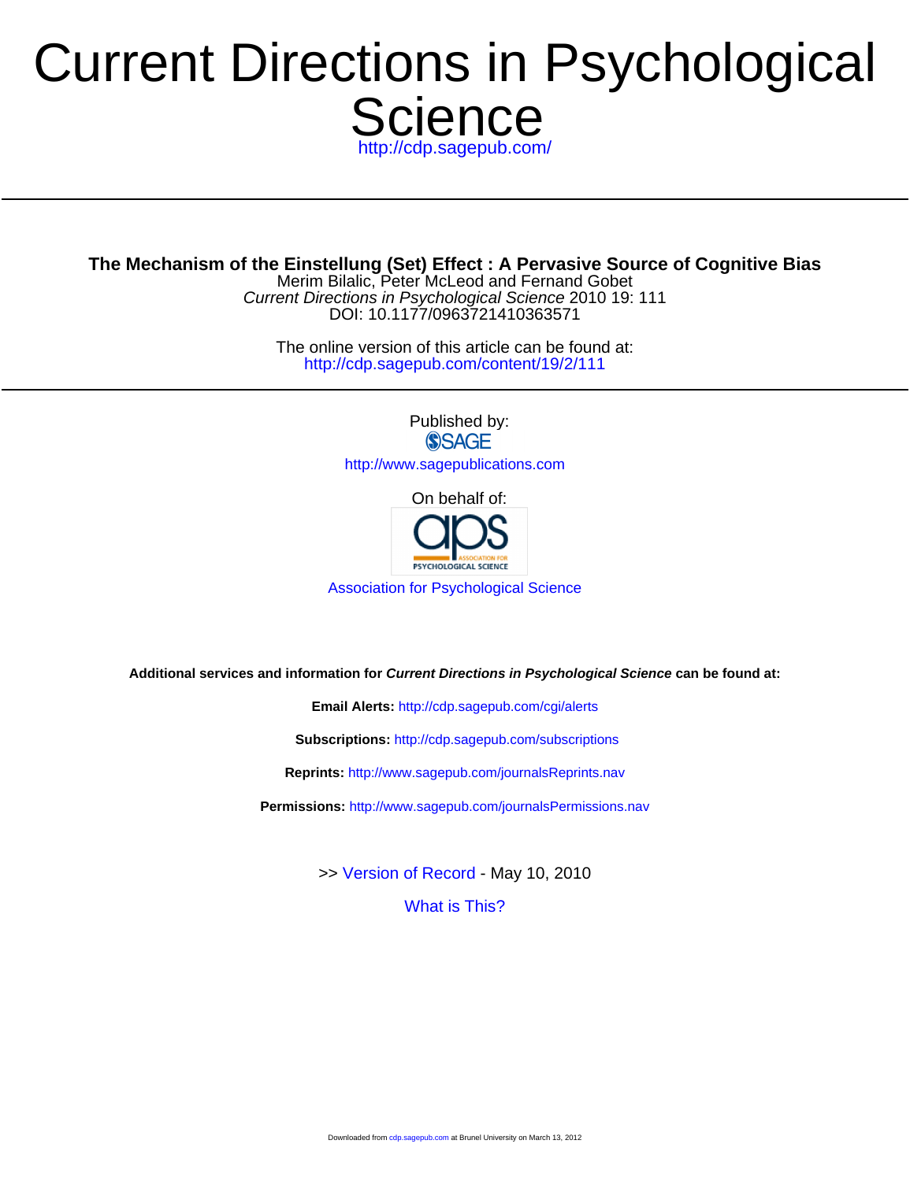# Current Directions in Psychological Science

http://cdp.sagepub.com/

---

## The Mechanism of the Einstellung (Set) Effect : A Pervasive Source of Cognitive Bias

Merim Bilalic, Peter McLeod and Fernand Gobet
*Current Directions in Psychological Science* 2010 19: 111
DOI: 10.1177/0963721410363571

The online version of this article can be found at:
http://cdp.sagepub.com/content/19/2/111

---

Published by:
SAGE
http://www.sagepublications.com

On behalf of:

Association for Psychological Science

**Additional services and information for *Current Directions in Psychological Science* can be found at:**

**Email Alerts:** http://cdp.sagepub.com/cgi/alerts

**Subscriptions:** http://cdp.sagepub.com/subscriptions

**Reprints:** http://www.sagepub.com/journalsReprints.nav

**Permissions:** http://www.sagepub.com/journalsPermissions.nav

>> Version of Record - May 10, 2010

What is This?

Downloaded from cdp.sagepub.com at Brunel University on March 13, 2012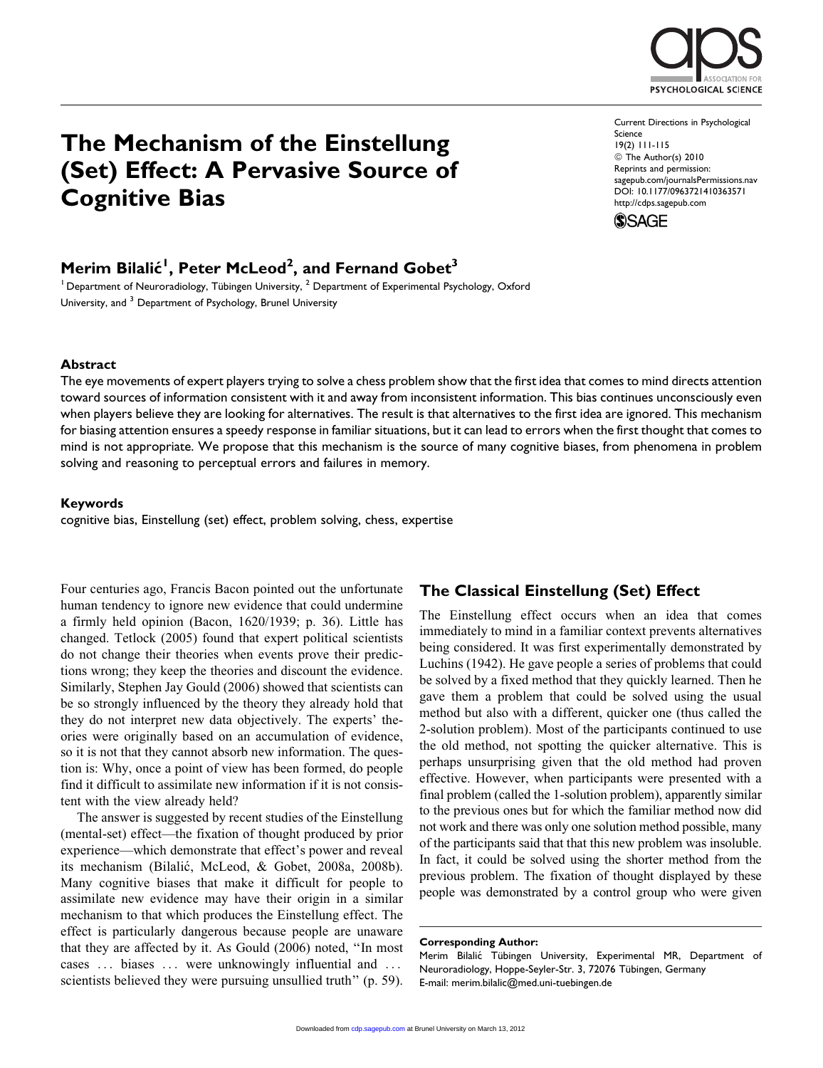# The Mechanism of the Einstellung (Set) Effect: A Pervasive Source of Cognitive Bias

**Merim Bilalić[1], Peter McLeod[2], and Fernand Gobet[3]**

[1] Department of Neuroradiology, Tübingen University, [2] Department of Experimental Psychology, Oxford University, and [3] Department of Psychology, Brunel University

Current Directions in Psychological Science
19(2) 111-115
© The Author(s) 2010
Reprints and permission: sagepub.com/journalsPermissions.nav
DOI: 10.1177/0963721410363571
http://cdps.sagepub.com

## Abstract

The eye movements of expert players trying to solve a chess problem show that the first idea that comes to mind directs attention toward sources of information consistent with it and away from inconsistent information. This bias continues unconsciously even when players believe they are looking for alternatives. The result is that alternatives to the first idea are ignored. This mechanism for biasing attention ensures a speedy response in familiar situations, but it can lead to errors when the first thought that comes to mind is not appropriate. We propose that this mechanism is the source of many cognitive biases, from phenomena in problem solving and reasoning to perceptual errors and failures in memory.

## Keywords

cognitive bias, Einstellung (set) effect, problem solving, chess, expertise

Four centuries ago, Francis Bacon pointed out the unfortunate human tendency to ignore new evidence that could undermine a firmly held opinion (Bacon, 1620/1939; p. 36). Little has changed. Tetlock (2005) found that expert political scientists do not change their theories when events prove their predictions wrong; they keep the theories and discount the evidence. Similarly, Stephen Jay Gould (2006) showed that scientists can be so strongly influenced by the theory they already hold that they do not interpret new data objectively. The experts' theories were originally based on an accumulation of evidence, so it is not that they cannot absorb new information. The question is: Why, once a point of view has been formed, do people find it difficult to assimilate new information if it is not consistent with the view already held?

The answer is suggested by recent studies of the Einstellung (mental-set) effect—the fixation of thought produced by prior experience—which demonstrate that effect's power and reveal its mechanism (Bilalić, McLeod, & Gobet, 2008a, 2008b). Many cognitive biases that make it difficult for people to assimilate new evidence may have their origin in a similar mechanism to that which produces the Einstellung effect. The effect is particularly dangerous because people are unaware that they are affected by it. As Gould (2006) noted, "In most cases … biases … were unknowingly influential and … scientists believed they were pursuing unsullied truth" (p. 59).

## The Classical Einstellung (Set) Effect

The Einstellung effect occurs when an idea that comes immediately to mind in a familiar context prevents alternatives being considered. It was first experimentally demonstrated by Luchins (1942). He gave people a series of problems that could be solved by a fixed method that they quickly learned. Then he gave them a problem that could be solved using the usual method but also with a different, quicker one (thus called the 2-solution problem). Most of the participants continued to use the old method, not spotting the quicker alternative. This is perhaps unsurprising given that the old method had proven effective. However, when participants were presented with a final problem (called the 1-solution problem), apparently similar to the previous ones but for which the familiar method now did not work and there was only one solution method possible, many of the participants said that that this new problem was insoluble. In fact, it could be solved using the shorter method from the previous problem. The fixation of thought displayed by these people was demonstrated by a control group who were given

**Corresponding Author:**
Merim Bilalić Tübingen University, Experimental MR, Department of Neuroradiology, Hoppe-Seyler-Str. 3, 72076 Tübingen, Germany
E-mail: merim.bilalic@med.uni-tuebingen.de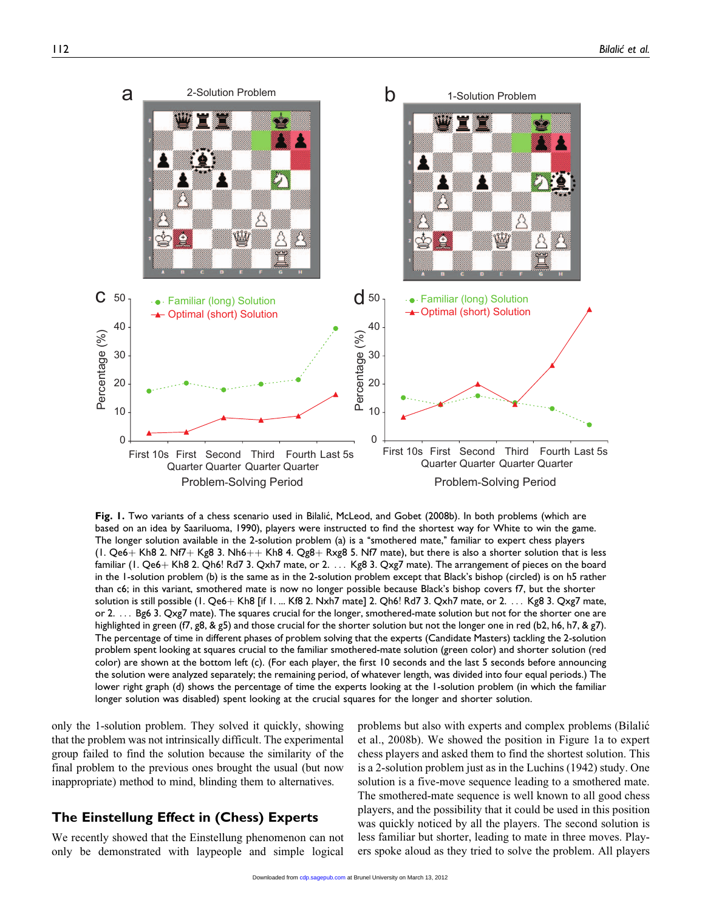Fig. 1. Two variants of a chess scenario used in Bilalić, McLeod, and Gobet (2008b). In both problems (which are based on an idea by Saariluoma, 1990), players were instructed to find the shortest way for White to win the game. The longer solution available in the 2-solution problem (a) is a "smothered mate," familiar to expert chess players (1. Qe6+ Kh8 2. Nf7+ Kg8 3. Nh6++ Kh8 4. Qg8+ Rxg8 5. Nf7 mate), but there is also a shorter solution that is less familiar (1. Qe6+ Kh8 2. Qh6! Rd7 3. Qxh7 mate, or 2. . . . Kg8 3. Qxg7 mate). The arrangement of pieces on the board in the 1-solution problem (b) is the same as in the 2-solution problem except that Black's bishop (circled) is on h5 rather than c6; in this variant, smothered mate is now no longer possible because Black's bishop covers f7, but the shorter solution is still possible (1. Qe6+ Kh8 [if 1. ... Kf8 2. Nxh7 mate] 2. Qh6! Rd7 3. Qxh7 mate, or 2. . . . Kg8 3. Qxg7 mate, or 2. . . . Bg6 3. Qxg7 mate). The squares crucial for the longer, smothered-mate solution but not for the shorter one are highlighted in green (f7, g8, & g5) and those crucial for the shorter solution but not the longer one in red (b2, h6, h7, & g7). The percentage of time in different phases of problem solving that the experts (Candidate Masters) tackling the 2-solution problem spent looking at squares crucial to the familiar smothered-mate solution (green color) and shorter solution (red color) are shown at the bottom left (c). (For each player, the first 10 seconds and the last 5 seconds before announcing the solution were analyzed separately; the remaining period, of whatever length, was divided into four equal periods.) The lower right graph (d) shows the percentage of time the experts looking at the 1-solution problem (in which the familiar longer solution was disabled) spent looking at the crucial squares for the longer and shorter solution.

only the 1-solution problem. They solved it quickly, showing that the problem was not intrinsically difficult. The experimental group failed to find the solution because the similarity of the final problem to the previous ones brought the usual (but now inappropriate) method to mind, blinding them to alternatives.

## The Einstellung Effect in (Chess) Experts

We recently showed that the Einstellung phenomenon can not only be demonstrated with laypeople and simple logical problems but also with experts and complex problems (Bilalić et al., 2008b). We showed the position in Figure 1a to expert chess players and asked them to find the shortest solution. This is a 2-solution problem just as in the Luchins (1942) study. One solution is a five-move sequence leading to a smothered mate. The smothered-mate sequence is well known to all good chess players, and the possibility that it could be used in this position was quickly noticed by all the players. The second solution is less familiar but shorter, leading to mate in three moves. Players spoke aloud as they tried to solve the problem. All players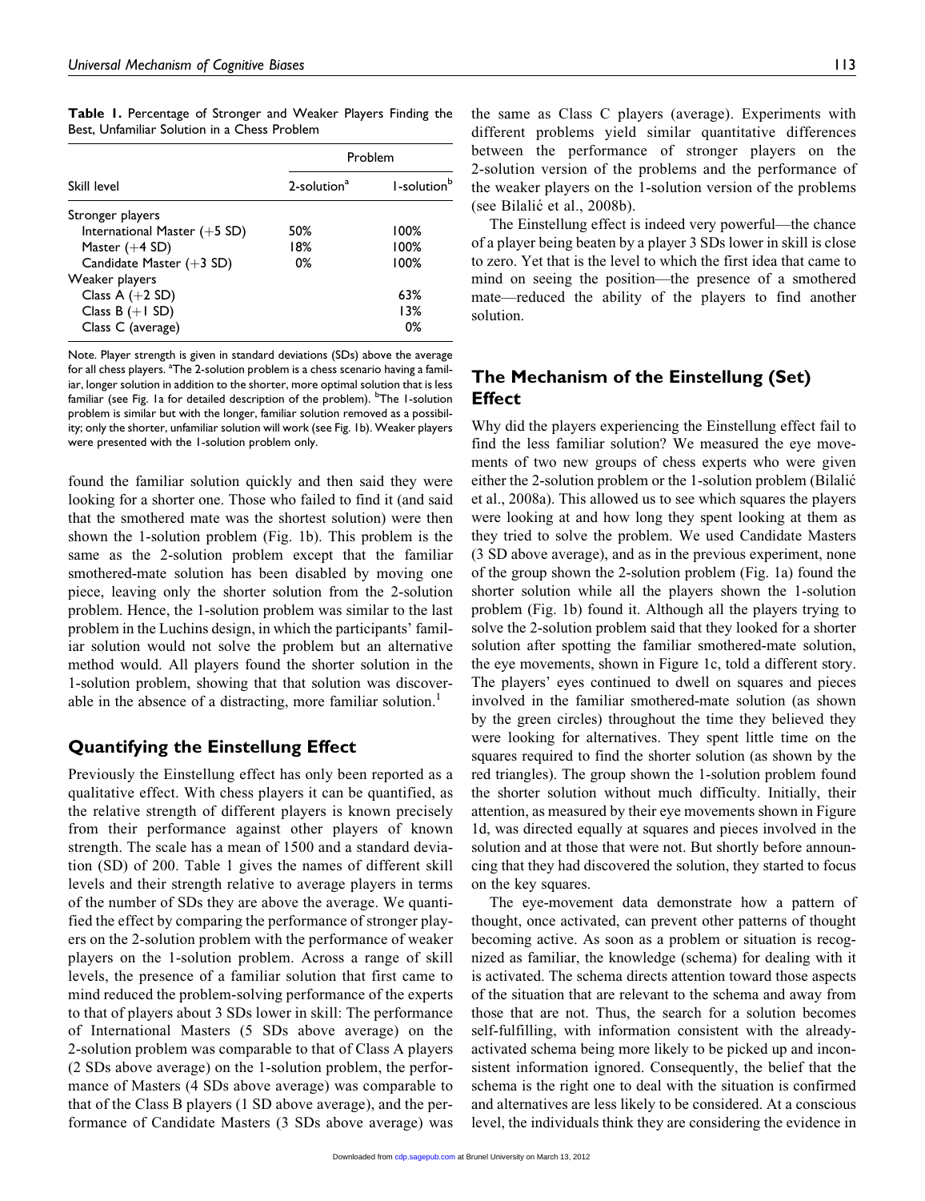**Table 1.** Percentage of Stronger and Weaker Players Finding the Best, Unfamiliar Solution in a Chess Problem

| Skill level | Problem | |
|---|---|---|
| | 2-solution[a] | 1-solution[b] |
| Stronger players | | |
| International Master (+5 SD) | 50% | 100% |
| Master (+4 SD) | 18% | 100% |
| Candidate Master (+3 SD) | 0% | 100% |
| Weaker players | | |
| Class A (+2 SD) | | 63% |
| Class B (+1 SD) | | 13% |
| Class C (average) | | 0% |

Note. Player strength is given in standard deviations (SDs) above the average for all chess players. [a]The 2-solution problem is a chess scenario having a familiar, longer solution in addition to the shorter, more optimal solution that is less familiar (see Fig. 1a for detailed description of the problem). [b]The 1-solution problem is similar but with the longer, familiar solution removed as a possibility; only the shorter, unfamiliar solution will work (see Fig. 1b). Weaker players were presented with the 1-solution problem only.

found the familiar solution quickly and then said they were looking for a shorter one. Those who failed to find it (and said that the smothered mate was the shortest solution) were then shown the 1-solution problem (Fig. 1b). This problem is the same as the 2-solution problem except that the familiar smothered-mate solution has been disabled by moving one piece, leaving only the shorter solution from the 2-solution problem. Hence, the 1-solution problem was similar to the last problem in the Luchins design, in which the participants' familiar solution would not solve the problem but an alternative method would. All players found the shorter solution in the 1-solution problem, showing that that solution was discoverable in the absence of a distracting, more familiar solution.[1]

## Quantifying the Einstellung Effect

Previously the Einstellung effect has only been reported as a qualitative effect. With chess players it can be quantified, as the relative strength of different players is known precisely from their performance against other players of known strength. The scale has a mean of 1500 and a standard deviation (SD) of 200. Table 1 gives the names of different skill levels and their strength relative to average players in terms of the number of SDs they are above the average. We quantified the effect by comparing the performance of stronger players on the 2-solution problem with the performance of weaker players on the 1-solution problem. Across a range of skill levels, the presence of a familiar solution that first came to mind reduced the problem-solving performance of the experts to that of players about 3 SDs lower in skill: The performance of International Masters (5 SDs above average) on the 2-solution problem was comparable to that of Class A players (2 SDs above average) on the 1-solution problem, the performance of Masters (4 SDs above average) was comparable to that of the Class B players (1 SD above average), and the performance of Candidate Masters (3 SDs above average) was the same as Class C players (average). Experiments with different problems yield similar quantitative differences between the performance of stronger players on the 2-solution version of the problems and the performance of the weaker players on the 1-solution version of the problems (see Bilalić et al., 2008b).

The Einstellung effect is indeed very powerful—the chance of a player being beaten by a player 3 SDs lower in skill is close to zero. Yet that is the level to which the first idea that came to mind on seeing the position—the presence of a smothered mate—reduced the ability of the players to find another solution.

## The Mechanism of the Einstellung (Set) Effect

Why did the players experiencing the Einstellung effect fail to find the less familiar solution? We measured the eye movements of two new groups of chess experts who were given either the 2-solution problem or the 1-solution problem (Bilalić et al., 2008a). This allowed us to see which squares the players were looking at and how long they spent looking at them as they tried to solve the problem. We used Candidate Masters (3 SD above average), and as in the previous experiment, none of the group shown the 2-solution problem (Fig. 1a) found the shorter solution while all the players shown the 1-solution problem (Fig. 1b) found it. Although all the players trying to solve the 2-solution problem said that they looked for a shorter solution after spotting the familiar smothered-mate solution, the eye movements, shown in Figure 1c, told a different story. The players' eyes continued to dwell on squares and pieces involved in the familiar smothered-mate solution (as shown by the green circles) throughout the time they believed they were looking for alternatives. They spent little time on the squares required to find the shorter solution (as shown by the red triangles). The group shown the 1-solution problem found the shorter solution without much difficulty. Initially, their attention, as measured by their eye movements shown in Figure 1d, was directed equally at squares and pieces involved in the solution and at those that were not. But shortly before announcing that they had discovered the solution, they started to focus on the key squares.

The eye-movement data demonstrate how a pattern of thought, once activated, can prevent other patterns of thought becoming active. As soon as a problem or situation is recognized as familiar, the knowledge (schema) for dealing with it is activated. The schema directs attention toward those aspects of the situation that are relevant to the schema and away from those that are not. Thus, the search for a solution becomes self-fulfilling, with information consistent with the already-activated schema being more likely to be picked up and inconsistent information ignored. Consequently, the belief that the schema is the right one to deal with the situation is confirmed and alternatives are less likely to be considered. At a conscious level, the individuals think they are considering the evidence in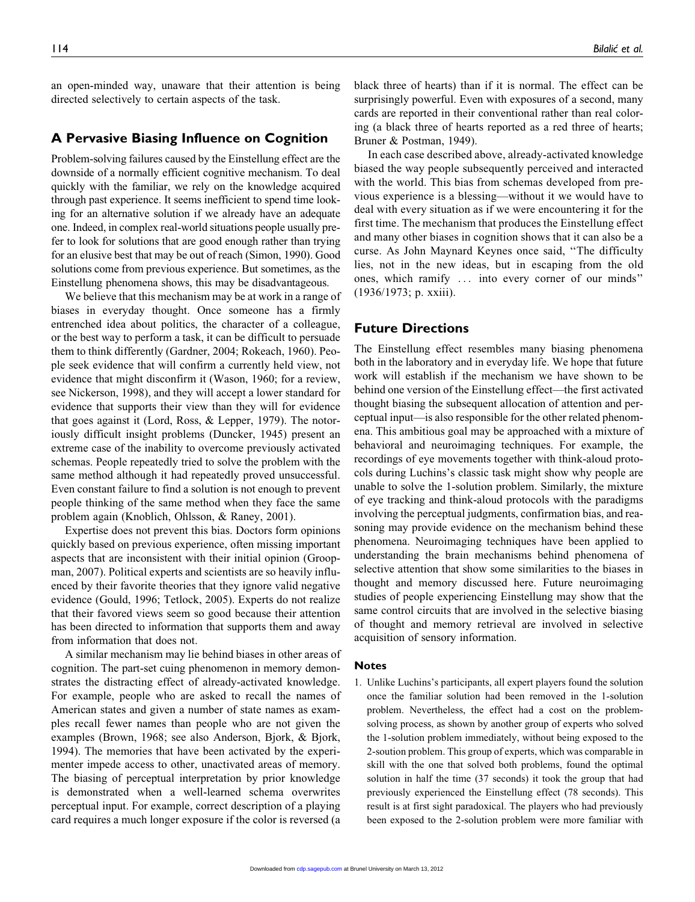an open-minded way, unaware that their attention is being directed selectively to certain aspects of the task.

## A Pervasive Biasing Influence on Cognition

Problem-solving failures caused by the Einstellung effect are the downside of a normally efficient cognitive mechanism. To deal quickly with the familiar, we rely on the knowledge acquired through past experience. It seems inefficient to spend time looking for an alternative solution if we already have an adequate one. Indeed, in complex real-world situations people usually prefer to look for solutions that are good enough rather than trying for an elusive best that may be out of reach (Simon, 1990). Good solutions come from previous experience. But sometimes, as the Einstellung phenomena shows, this may be disadvantageous.

We believe that this mechanism may be at work in a range of biases in everyday thought. Once someone has a firmly entrenched idea about politics, the character of a colleague, or the best way to perform a task, it can be difficult to persuade them to think differently (Gardner, 2004; Rokeach, 1960). People seek evidence that will confirm a currently held view, not evidence that might disconfirm it (Wason, 1960; for a review, see Nickerson, 1998), and they will accept a lower standard for evidence that supports their view than they will for evidence that goes against it (Lord, Ross, & Lepper, 1979). The notoriously difficult insight problems (Duncker, 1945) present an extreme case of the inability to overcome previously activated schemas. People repeatedly tried to solve the problem with the same method although it had repeatedly proved unsuccessful. Even constant failure to find a solution is not enough to prevent people thinking of the same method when they face the same problem again (Knoblich, Ohlsson, & Raney, 2001).

Expertise does not prevent this bias. Doctors form opinions quickly based on previous experience, often missing important aspects that are inconsistent with their initial opinion (Groopman, 2007). Political experts and scientists are so heavily influenced by their favorite theories that they ignore valid negative evidence (Gould, 1996; Tetlock, 2005). Experts do not realize that their favored views seem so good because their attention has been directed to information that supports them and away from information that does not.

A similar mechanism may lie behind biases in other areas of cognition. The part-set cuing phenomenon in memory demonstrates the distracting effect of already-activated knowledge. For example, people who are asked to recall the names of American states and given a number of state names as examples recall fewer names than people who are not given the examples (Brown, 1968; see also Anderson, Bjork, & Bjork, 1994). The memories that have been activated by the experimenter impede access to other, unactivated areas of memory. The biasing of perceptual interpretation by prior knowledge is demonstrated when a well-learned schema overwrites perceptual input. For example, correct description of a playing card requires a much longer exposure if the color is reversed (a black three of hearts) than if it is normal. The effect can be surprisingly powerful. Even with exposures of a second, many cards are reported in their conventional rather than real coloring (a black three of hearts reported as a red three of hearts; Bruner & Postman, 1949).

In each case described above, already-activated knowledge biased the way people subsequently perceived and interacted with the world. This bias from schemas developed from previous experience is a blessing—without it we would have to deal with every situation as if we were encountering it for the first time. The mechanism that produces the Einstellung effect and many other biases in cognition shows that it can also be a curse. As John Maynard Keynes once said, "The difficulty lies, not in the new ideas, but in escaping from the old ones, which ramify … into every corner of our minds" (1936/1973; p. xxiii).

## Future Directions

The Einstellung effect resembles many biasing phenomena both in the laboratory and in everyday life. We hope that future work will establish if the mechanism we have shown to be behind one version of the Einstellung effect—the first activated thought biasing the subsequent allocation of attention and perceptual input—is also responsible for the other related phenomena. This ambitious goal may be approached with a mixture of behavioral and neuroimaging techniques. For example, the recordings of eye movements together with think-aloud protocols during Luchins's classic task might show why people are unable to solve the 1-solution problem. Similarly, the mixture of eye tracking and think-aloud protocols with the paradigms involving the perceptual judgments, confirmation bias, and reasoning may provide evidence on the mechanism behind these phenomena. Neuroimaging techniques have been applied to understanding the brain mechanisms behind phenomena of selective attention that show some similarities to the biases in thought and memory discussed here. Future neuroimaging studies of people experiencing Einstellung may show that the same control circuits that are involved in the selective biasing of thought and memory retrieval are involved in selective acquisition of sensory information.

### Notes

1. Unlike Luchins's participants, all expert players found the solution once the familiar solution had been removed in the 1-solution problem. Nevertheless, the effect had a cost on the problem-solving process, as shown by another group of experts who solved the 1-solution problem immediately, without being exposed to the 2-soution problem. This group of experts, which was comparable in skill with the one that solved both problems, found the optimal solution in half the time (37 seconds) it took the group that had previously experienced the Einstellung effect (78 seconds). This result is at first sight paradoxical. The players who had previously been exposed to the 2-solution problem were more familiar with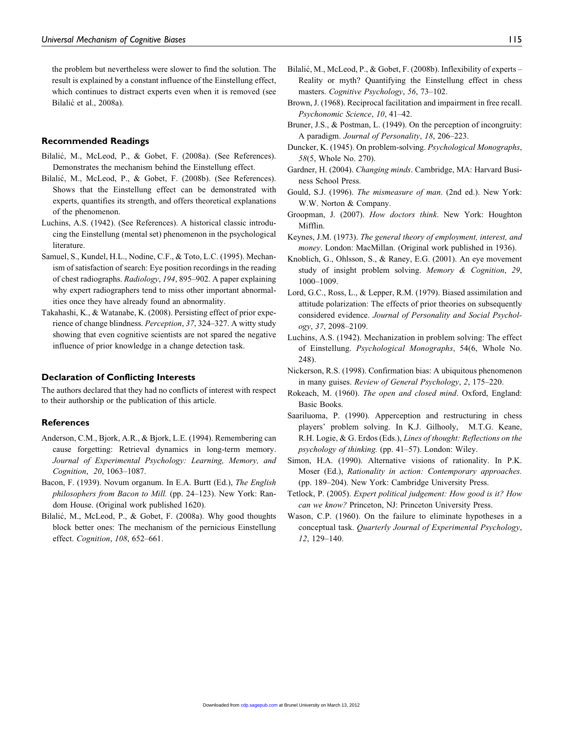the problem but nevertheless were slower to find the solution. The result is explained by a constant influence of the Einstellung effect, which continues to distract experts even when it is removed (see Bilalić et al., 2008a).

## Recommended Readings

Bilalić, M., McLeod, P., & Gobet, F. (2008a). (See References). Demonstrates the mechanism behind the Einstellung effect.

Bilalić, M., McLeod, P., & Gobet, F. (2008b). (See References). Shows that the Einstellung effect can be demonstrated with experts, quantifies its strength, and offers theoretical explanations of the phenomenon.

Luchins, A.S. (1942). (See References). A historical classic introducing the Einstellung (mental set) phenomenon in the psychological literature.

Samuel, S., Kundel, H.L., Nodine, C.F., & Toto, L.C. (1995). Mechanism of satisfaction of search: Eye position recordings in the reading of chest radiographs. *Radiology*, *194*, 895–902. A paper explaining why expert radiographers tend to miss other important abnormalities once they have already found an abnormality.

Takahashi, K., & Watanabe, K. (2008). Persisting effect of prior experience of change blindness. *Perception*, *37*, 324–327. A witty study showing that even cognitive scientists are not spared the negative influence of prior knowledge in a change detection task.

## Declaration of Conflicting Interests

The authors declared that they had no conflicts of interest with respect to their authorship or the publication of this article.

## References

Anderson, C.M., Bjork, A.R., & Bjork, L.E. (1994). Remembering can cause forgetting: Retrieval dynamics in long-term memory. *Journal of Experimental Psychology: Learning, Memory, and Cognition*, *20*, 1063–1087.

Bacon, F. (1939). Novum organum. In E.A. Burtt (Ed.), *The English philosophers from Bacon to Mill.* (pp. 24–123). New York: Random House. (Original work published 1620).

Bilalić, M., McLeod, P., & Gobet, F. (2008a). Why good thoughts block better ones: The mechanism of the pernicious Einstellung effect. *Cognition*, *108*, 652–661.

Bilalić, M., McLeod, P., & Gobet, F. (2008b). Inflexibility of experts – Reality or myth? Quantifying the Einstellung effect in chess masters. *Cognitive Psychology*, *56*, 73–102.

Brown, J. (1968). Reciprocal facilitation and impairment in free recall. *Psychonomic Science*, *10*, 41–42.

Bruner, J.S., & Postman, L. (1949). On the perception of incongruity: A paradigm. *Journal of Personality*, *18*, 206–223.

Duncker, K. (1945). On problem-solving. *Psychological Monographs*, *58*(5, Whole No. 270).

Gardner, H. (2004). *Changing minds*. Cambridge, MA: Harvard Business School Press.

Gould, S.J. (1996). *The mismeasure of man*. (2nd ed.). New York: W.W. Norton & Company.

Groopman, J. (2007). *How doctors think*. New York: Houghton Mifflin.

Keynes, J.M. (1973). *The general theory of employment, interest, and money*. London: MacMillan. (Original work published in 1936).

Knoblich, G., Ohlsson, S., & Raney, E.G. (2001). An eye movement study of insight problem solving. *Memory & Cognition*, *29*, 1000–1009.

Lord, G.C., Ross, L., & Lepper, R.M. (1979). Biased assimilation and attitude polarization: The effects of prior theories on subsequently considered evidence. *Journal of Personality and Social Psychology*, *37*, 2098–2109.

Luchins, A.S. (1942). Mechanization in problem solving: The effect of Einstellung. *Psychological Monographs*, 54(6, Whole No. 248).

Nickerson, R.S. (1998). Confirmation bias: A ubiquitous phenomenon in many guises. *Review of General Psychology*, *2*, 175–220.

Rokeach, M. (1960). *The open and closed mind*. Oxford, England: Basic Books.

Saariluoma, P. (1990). Apperception and restructuring in chess players' problem solving. In K.J. Gilhooly, M.T.G. Keane, R.H. Logie, & G. Erdos (Eds.), *Lines of thought: Reflections on the psychology of thinking.* (pp. 41–57). London: Wiley.

Simon, H.A. (1990). Alternative visions of rationality. In P.K. Moser (Ed.), *Rationality in action: Contemporary approaches.* (pp. 189–204). New York: Cambridge University Press.

Tetlock, P. (2005). *Expert political judgement: How good is it? How can we know?* Princeton, NJ: Princeton University Press.

Wason, C.P. (1960). On the failure to eliminate hypotheses in a conceptual task. *Quarterly Journal of Experimental Psychology*, *12*, 129–140.